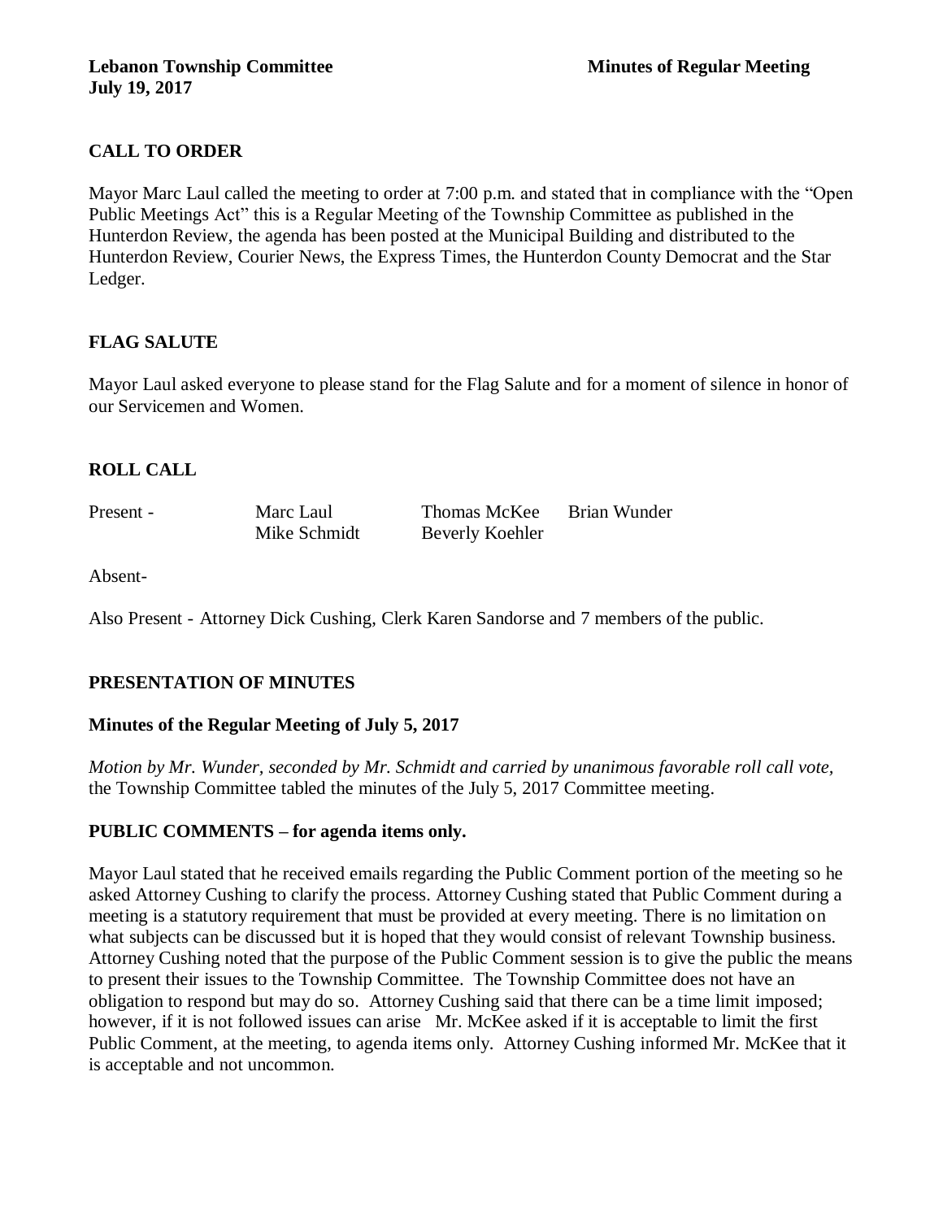**Lebanon Township Committee** **Minutes of Regular Meeting**
**July 19, 2017**

## CALL TO ORDER

Mayor Marc Laul called the meeting to order at 7:00 p.m. and stated that in compliance with the "Open Public Meetings Act" this is a Regular Meeting of the Township Committee as published in the Hunterdon Review, the agenda has been posted at the Municipal Building and distributed to the Hunterdon Review, Courier News, the Express Times, the Hunterdon County Democrat and the Star Ledger.

## FLAG SALUTE

Mayor Laul asked everyone to please stand for the Flag Salute and for a moment of silence in honor of our Servicemen and Women.

## ROLL CALL

| Present - | Marc Laul | Thomas McKee | Brian Wunder |
|---|---|---|---|
| | Mike Schmidt | Beverly Koehler | |

Absent-

Also Present - Attorney Dick Cushing, Clerk Karen Sandorse and 7 members of the public.

## PRESENTATION OF MINUTES

### Minutes of the Regular Meeting of July 5, 2017

*Motion by Mr. Wunder, seconded by Mr. Schmidt and carried by unanimous favorable roll call vote,* the Township Committee tabled the minutes of the July 5, 2017 Committee meeting.

## PUBLIC COMMENTS – for agenda items only.

Mayor Laul stated that he received emails regarding the Public Comment portion of the meeting so he asked Attorney Cushing to clarify the process. Attorney Cushing stated that Public Comment during a meeting is a statutory requirement that must be provided at every meeting. There is no limitation on what subjects can be discussed but it is hoped that they would consist of relevant Township business. Attorney Cushing noted that the purpose of the Public Comment session is to give the public the means to present their issues to the Township Committee. The Township Committee does not have an obligation to respond but may do so. Attorney Cushing said that there can be a time limit imposed; however, if it is not followed issues can arise Mr. McKee asked if it is acceptable to limit the first Public Comment, at the meeting, to agenda items only. Attorney Cushing informed Mr. McKee that it is acceptable and not uncommon.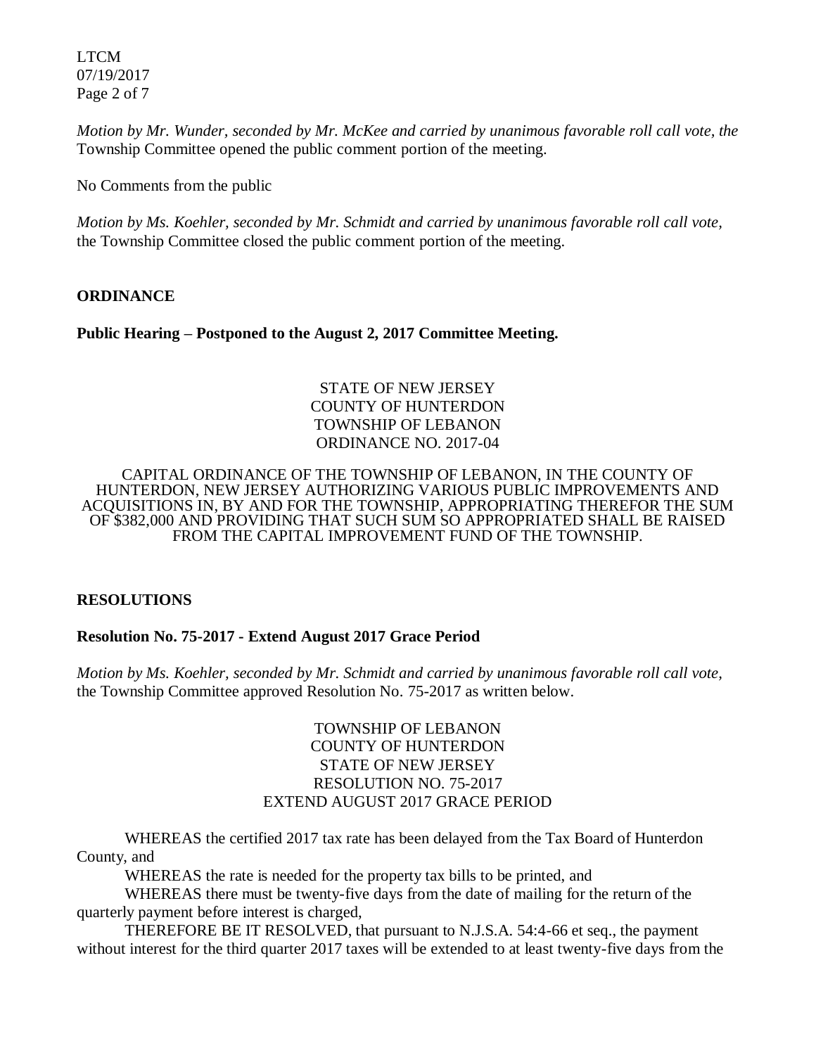*Motion by Mr. Wunder, seconded by Mr. McKee and carried by unanimous favorable roll call vote, the* Township Committee opened the public comment portion of the meeting.

No Comments from the public

*Motion by Ms. Koehler, seconded by Mr. Schmidt and carried by unanimous favorable roll call vote,* the Township Committee closed the public comment portion of the meeting.

**ORDINANCE**

**Public Hearing – Postponed to the August 2, 2017 Committee Meeting.**

STATE OF NEW JERSEY
COUNTY OF HUNTERDON
TOWNSHIP OF LEBANON
ORDINANCE NO. 2017-04

CAPITAL ORDINANCE OF THE TOWNSHIP OF LEBANON, IN THE COUNTY OF HUNTERDON, NEW JERSEY AUTHORIZING VARIOUS PUBLIC IMPROVEMENTS AND ACQUISITIONS IN, BY AND FOR THE TOWNSHIP, APPROPRIATING THEREFOR THE SUM OF $382,000 AND PROVIDING THAT SUCH SUM SO APPROPRIATED SHALL BE RAISED FROM THE CAPITAL IMPROVEMENT FUND OF THE TOWNSHIP.

**RESOLUTIONS**

**Resolution No. 75-2017 - Extend August 2017 Grace Period**

*Motion by Ms. Koehler, seconded by Mr. Schmidt and carried by unanimous favorable roll call vote,* the Township Committee approved Resolution No. 75-2017 as written below.

TOWNSHIP OF LEBANON
COUNTY OF HUNTERDON
STATE OF NEW JERSEY
RESOLUTION NO. 75-2017
EXTEND AUGUST 2017 GRACE PERIOD

WHEREAS the certified 2017 tax rate has been delayed from the Tax Board of Hunterdon County, and

WHEREAS the rate is needed for the property tax bills to be printed, and

WHEREAS there must be twenty-five days from the date of mailing for the return of the quarterly payment before interest is charged,

THEREFORE BE IT RESOLVED, that pursuant to N.J.S.A. 54:4-66 et seq., the payment without interest for the third quarter 2017 taxes will be extended to at least twenty-five days from the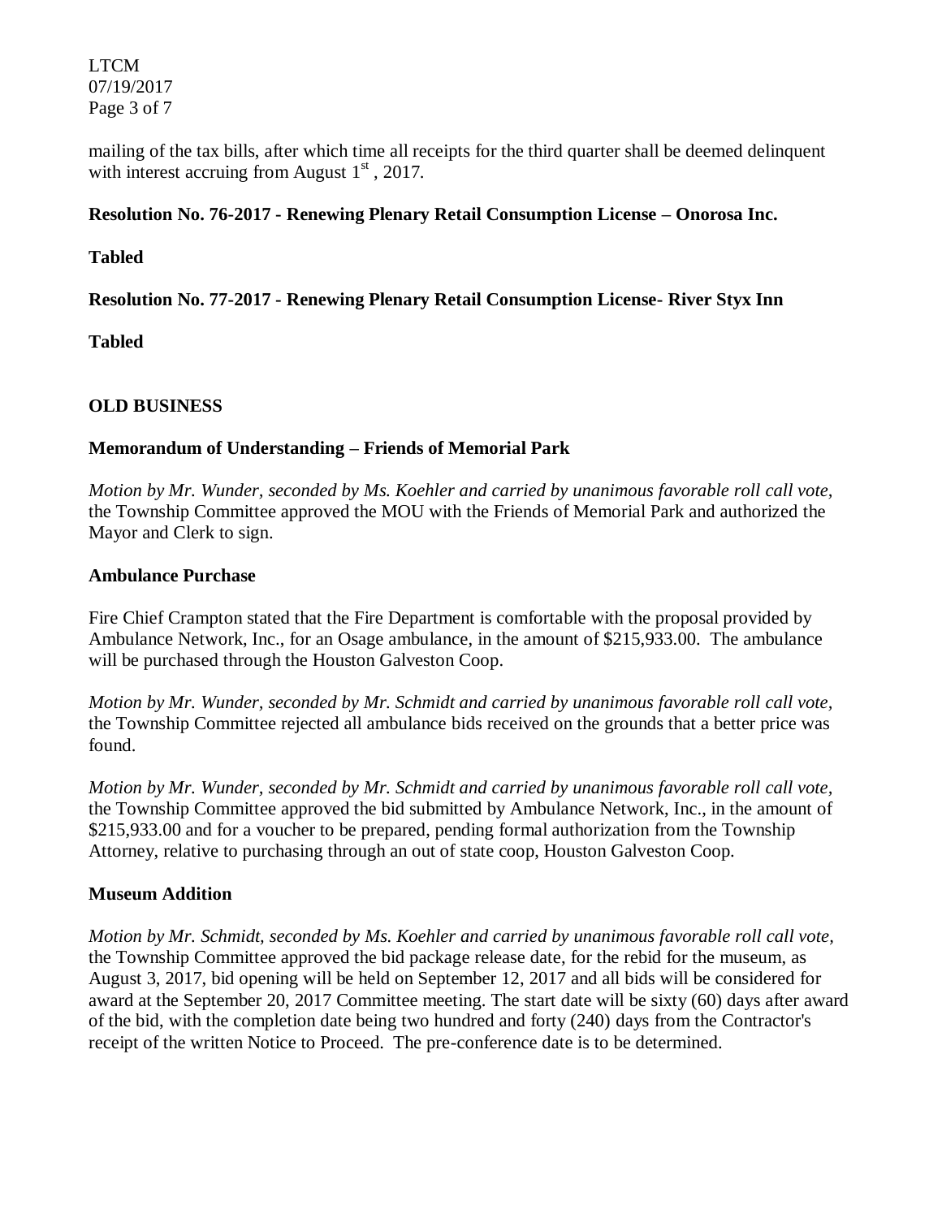mailing of the tax bills, after which time all receipts for the third quarter shall be deemed delinquent with interest accruing from August 1st, 2017.

**Resolution No. 76-2017 - Renewing Plenary Retail Consumption License – Onorosa Inc.**

**Tabled**

**Resolution No. 77-2017 - Renewing Plenary Retail Consumption License- River Styx Inn**

**Tabled**

## OLD BUSINESS

### Memorandum of Understanding – Friends of Memorial Park

*Motion by Mr. Wunder, seconded by Ms. Koehler and carried by unanimous favorable roll call vote,* the Township Committee approved the MOU with the Friends of Memorial Park and authorized the Mayor and Clerk to sign.

### Ambulance Purchase

Fire Chief Crampton stated that the Fire Department is comfortable with the proposal provided by Ambulance Network, Inc., for an Osage ambulance, in the amount of $215,933.00. The ambulance will be purchased through the Houston Galveston Coop.

*Motion by Mr. Wunder, seconded by Mr. Schmidt and carried by unanimous favorable roll call vote,* the Township Committee rejected all ambulance bids received on the grounds that a better price was found.

*Motion by Mr. Wunder, seconded by Mr. Schmidt and carried by unanimous favorable roll call vote,* the Township Committee approved the bid submitted by Ambulance Network, Inc., in the amount of $215,933.00 and for a voucher to be prepared, pending formal authorization from the Township Attorney, relative to purchasing through an out of state coop, Houston Galveston Coop.

### Museum Addition

*Motion by Mr. Schmidt, seconded by Ms. Koehler and carried by unanimous favorable roll call vote,* the Township Committee approved the bid package release date, for the rebid for the museum, as August 3, 2017, bid opening will be held on September 12, 2017 and all bids will be considered for award at the September 20, 2017 Committee meeting. The start date will be sixty (60) days after award of the bid, with the completion date being two hundred and forty (240) days from the Contractor's receipt of the written Notice to Proceed. The pre-conference date is to be determined.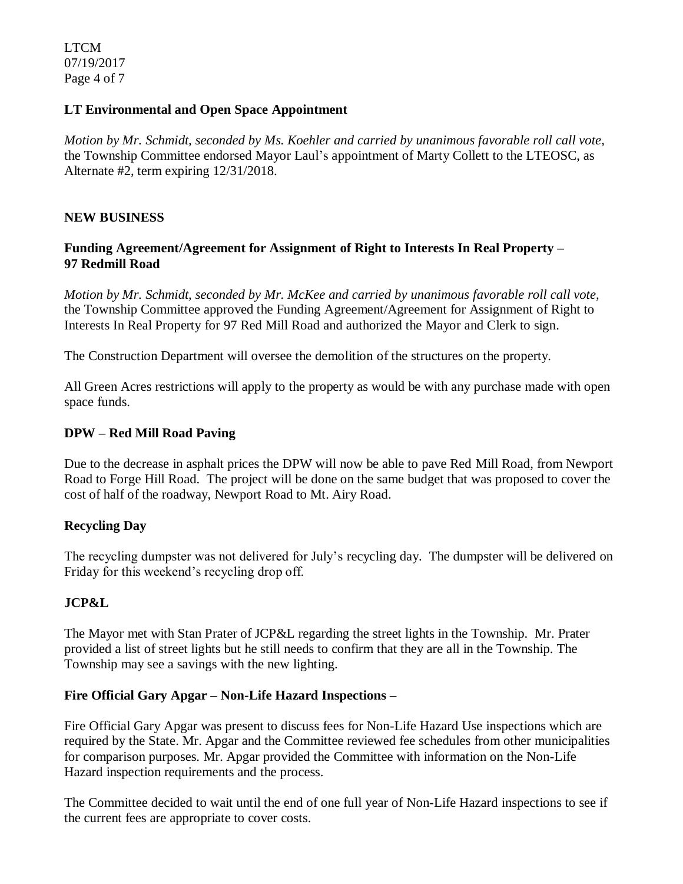**LT Environmental and Open Space Appointment**

*Motion by Mr. Schmidt, seconded by Ms. Koehler and carried by unanimous favorable roll call vote,* the Township Committee endorsed Mayor Laul's appointment of Marty Collett to the LTEOSC, as Alternate #2, term expiring 12/31/2018.

**NEW BUSINESS**

**Funding Agreement/Agreement for Assignment of Right to Interests In Real Property – 97 Redmill Road**

*Motion by Mr. Schmidt, seconded by Mr. McKee and carried by unanimous favorable roll call vote,* the Township Committee approved the Funding Agreement/Agreement for Assignment of Right to Interests In Real Property for 97 Red Mill Road and authorized the Mayor and Clerk to sign.

The Construction Department will oversee the demolition of the structures on the property.

All Green Acres restrictions will apply to the property as would be with any purchase made with open space funds.

**DPW – Red Mill Road Paving**

Due to the decrease in asphalt prices the DPW will now be able to pave Red Mill Road, from Newport Road to Forge Hill Road. The project will be done on the same budget that was proposed to cover the cost of half of the roadway, Newport Road to Mt. Airy Road.

**Recycling Day**

The recycling dumpster was not delivered for July's recycling day. The dumpster will be delivered on Friday for this weekend's recycling drop off.

**JCP&L**

The Mayor met with Stan Prater of JCP&L regarding the street lights in the Township. Mr. Prater provided a list of street lights but he still needs to confirm that they are all in the Township. The Township may see a savings with the new lighting.

**Fire Official Gary Apgar – Non-Life Hazard Inspections –**

Fire Official Gary Apgar was present to discuss fees for Non-Life Hazard Use inspections which are required by the State. Mr. Apgar and the Committee reviewed fee schedules from other municipalities for comparison purposes. Mr. Apgar provided the Committee with information on the Non-Life Hazard inspection requirements and the process.

The Committee decided to wait until the end of one full year of Non-Life Hazard inspections to see if the current fees are appropriate to cover costs.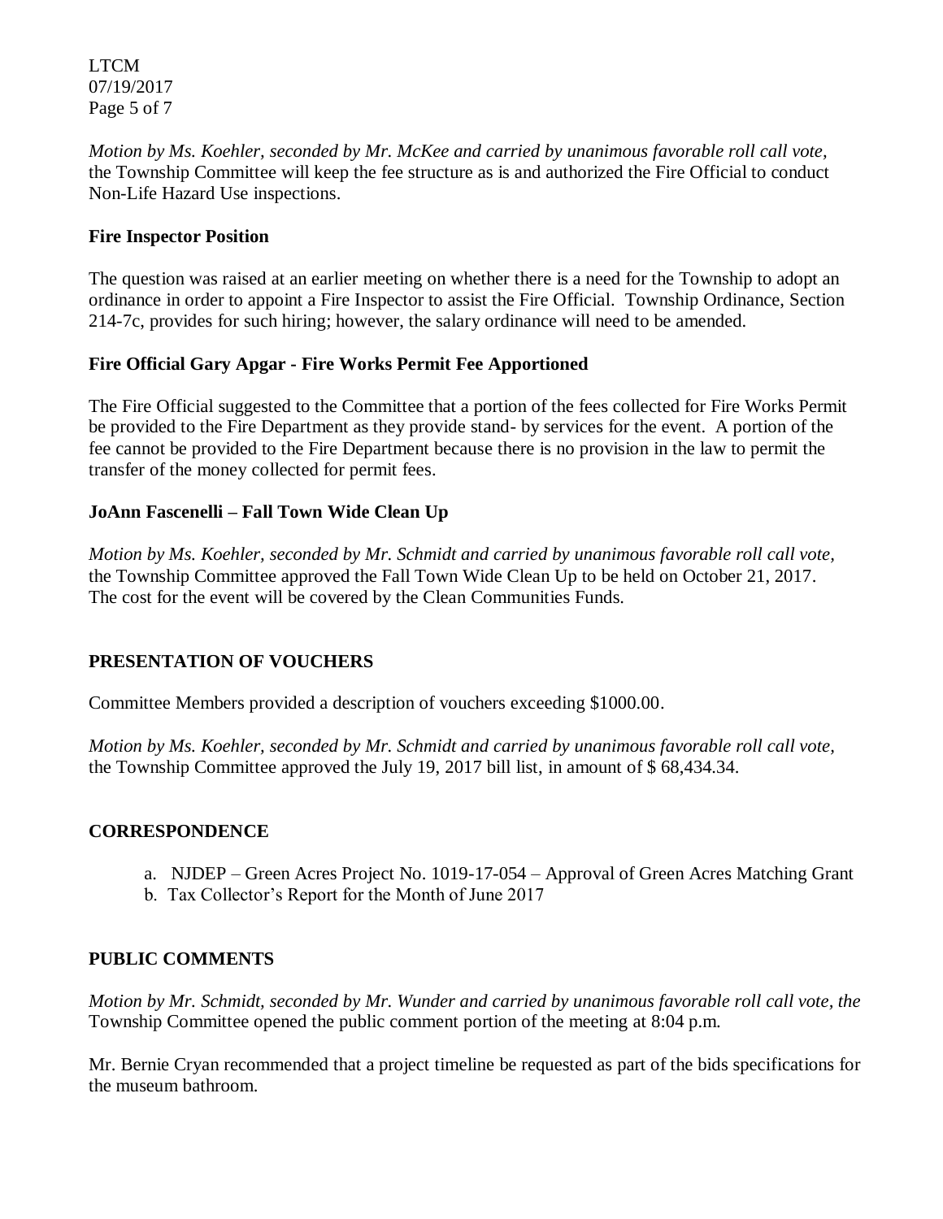*Motion by Ms. Koehler, seconded by Mr. McKee and carried by unanimous favorable roll call vote,* the Township Committee will keep the fee structure as is and authorized the Fire Official to conduct Non-Life Hazard Use inspections.

**Fire Inspector Position**

The question was raised at an earlier meeting on whether there is a need for the Township to adopt an ordinance in order to appoint a Fire Inspector to assist the Fire Official. Township Ordinance, Section 214-7c, provides for such hiring; however, the salary ordinance will need to be amended.

**Fire Official Gary Apgar - Fire Works Permit Fee Apportioned**

The Fire Official suggested to the Committee that a portion of the fees collected for Fire Works Permit be provided to the Fire Department as they provide stand- by services for the event. A portion of the fee cannot be provided to the Fire Department because there is no provision in the law to permit the transfer of the money collected for permit fees.

**JoAnn Fascenelli – Fall Town Wide Clean Up**

*Motion by Ms. Koehler, seconded by Mr. Schmidt and carried by unanimous favorable roll call vote,* the Township Committee approved the Fall Town Wide Clean Up to be held on October 21, 2017. The cost for the event will be covered by the Clean Communities Funds.

## PRESENTATION OF VOUCHERS

Committee Members provided a description of vouchers exceeding $1000.00.

*Motion by Ms. Koehler, seconded by Mr. Schmidt and carried by unanimous favorable roll call vote,* the Township Committee approved the July 19, 2017 bill list, in amount of $ 68,434.34.

## CORRESPONDENCE

a. NJDEP – Green Acres Project No. 1019-17-054 – Approval of Green Acres Matching Grant
b. Tax Collector's Report for the Month of June 2017

## PUBLIC COMMENTS

*Motion by Mr. Schmidt, seconded by Mr. Wunder and carried by unanimous favorable roll call vote, the* Township Committee opened the public comment portion of the meeting at 8:04 p.m.

Mr. Bernie Cryan recommended that a project timeline be requested as part of the bids specifications for the museum bathroom.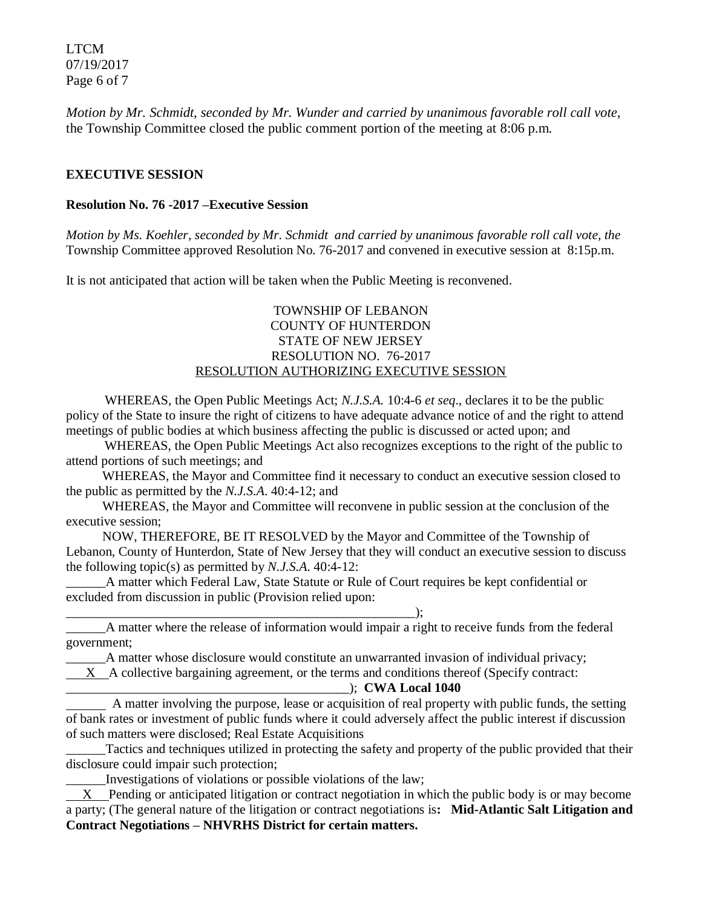*Motion by Mr. Schmidt, seconded by Mr. Wunder and carried by unanimous favorable roll call vote,* the Township Committee closed the public comment portion of the meeting at 8:06 p.m.

**EXECUTIVE SESSION**

**Resolution No. 76 -2017 –Executive Session**

*Motion by Ms. Koehler, seconded by Mr. Schmidt and carried by unanimous favorable roll call vote, the* Township Committee approved Resolution No. 76-2017 and convened in executive session at 8:15p.m.

It is not anticipated that action will be taken when the Public Meeting is reconvened.

TOWNSHIP OF LEBANON
COUNTY OF HUNTERDON
STATE OF NEW JERSEY
RESOLUTION NO. 76-2017
RESOLUTION AUTHORIZING EXECUTIVE SESSION

WHEREAS, the Open Public Meetings Act; *N.J.S.A.* 10:4-6 *et seq*., declares it to be the public policy of the State to insure the right of citizens to have adequate advance notice of and the right to attend meetings of public bodies at which business affecting the public is discussed or acted upon; and

WHEREAS, the Open Public Meetings Act also recognizes exceptions to the right of the public to attend portions of such meetings; and

WHEREAS, the Mayor and Committee find it necessary to conduct an executive session closed to the public as permitted by the *N.J.S.A*. 40:4-12; and

WHEREAS, the Mayor and Committee will reconvene in public session at the conclusion of the executive session;

NOW, THEREFORE, BE IT RESOLVED by the Mayor and Committee of the Township of Lebanon, County of Hunterdon, State of New Jersey that they will conduct an executive session to discuss the following topic(s) as permitted by *N.J.S.A*. 40:4-12:

______A matter which Federal Law, State Statute or Rule of Court requires be kept confidential or excluded from discussion in public (Provision relied upon: ______________________________________________________);

______A matter where the release of information would impair a right to receive funds from the federal government;

______A matter whose disclosure would constitute an unwarranted invasion of individual privacy;

___X___A collective bargaining agreement, or the terms and conditions thereof (Specify contract: ____________________________________________); **CWA Local 1040**

______ A matter involving the purpose, lease or acquisition of real property with public funds, the setting of bank rates or investment of public funds where it could adversely affect the public interest if discussion of such matters were disclosed; Real Estate Acquisitions

______Tactics and techniques utilized in protecting the safety and property of the public provided that their disclosure could impair such protection;

______Investigations of violations or possible violations of the law;

___X___Pending or anticipated litigation or contract negotiation in which the public body is or may become a party; (The general nature of the litigation or contract negotiations is**: Mid-Atlantic Salt Litigation and Contract Negotiations – NHVRHS District for certain matters.**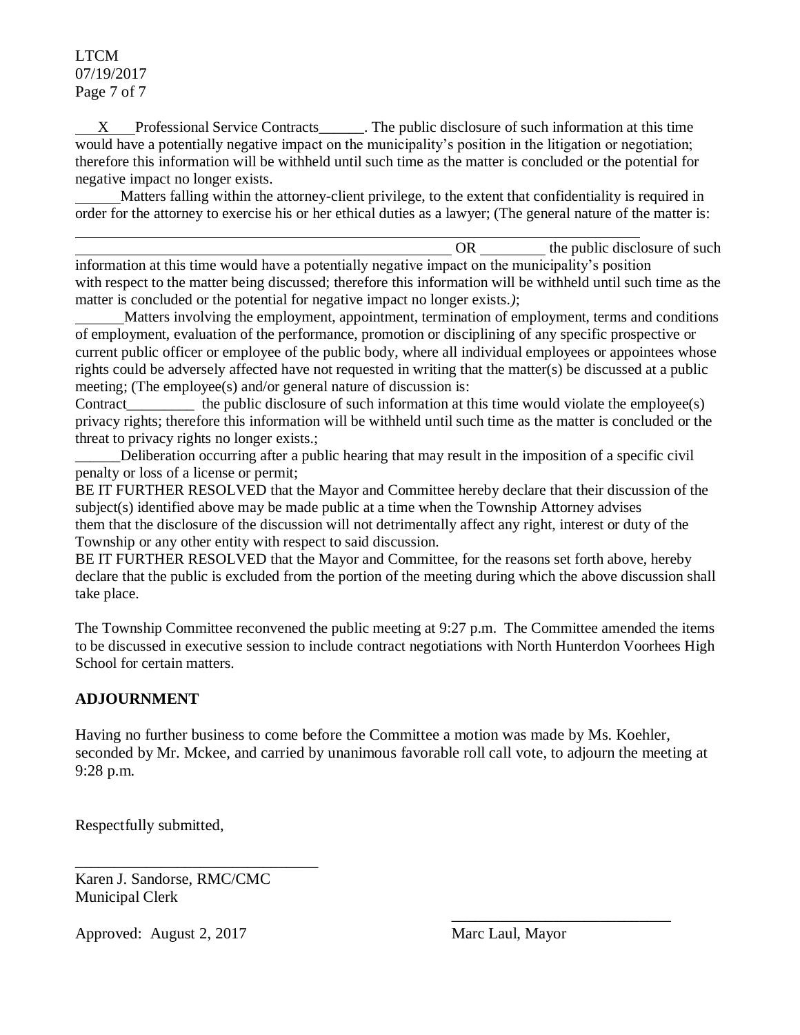\_\_\_X\_\_\_Professional Service Contracts\_\_\_\_\_\_. The public disclosure of such information at this time would have a potentially negative impact on the municipality's position in the litigation or negotiation; therefore this information will be withheld until such time as the matter is concluded or the potential for negative impact no longer exists.

\_\_\_\_\_\_Matters falling within the attorney-client privilege, to the extent that confidentiality is required in order for the attorney to exercise his or her ethical duties as a lawyer; (The general nature of the matter is:

\_\_\_\_\_\_\_\_\_\_\_\_\_\_\_\_\_\_\_\_\_\_\_\_\_\_\_\_\_\_\_\_\_\_\_\_\_\_\_\_\_\_\_\_\_\_\_\_\_\_\_\_ OR \_\_\_\_\_\_\_\_ the public disclosure of such information at this time would have a potentially negative impact on the municipality's position with respect to the matter being discussed; therefore this information will be withheld until such time as the matter is concluded or the potential for negative impact no longer exists.*)*;

\_\_\_\_\_\_\_Matters involving the employment, appointment, termination of employment, terms and conditions of employment, evaluation of the performance, promotion or disciplining of any specific prospective or current public officer or employee of the public body, where all individual employees or appointees whose rights could be adversely affected have not requested in writing that the matter(s) be discussed at a public meeting; (The employee(s) and/or general nature of discussion is:

Contract\_\_\_\_\_\_\_\_\_ the public disclosure of such information at this time would violate the employee(s) privacy rights; therefore this information will be withheld until such time as the matter is concluded or the threat to privacy rights no longer exists.;

\_\_\_\_\_\_Deliberation occurring after a public hearing that may result in the imposition of a specific civil penalty or loss of a license or permit;

BE IT FURTHER RESOLVED that the Mayor and Committee hereby declare that their discussion of the subject(s) identified above may be made public at a time when the Township Attorney advises them that the disclosure of the discussion will not detrimentally affect any right, interest or duty of the Township or any other entity with respect to said discussion.

BE IT FURTHER RESOLVED that the Mayor and Committee, for the reasons set forth above, hereby declare that the public is excluded from the portion of the meeting during which the above discussion shall take place.

The Township Committee reconvened the public meeting at 9:27 p.m. The Committee amended the items to be discussed in executive session to include contract negotiations with North Hunterdon Voorhees High School for certain matters.

**ADJOURNMENT**

Having no further business to come before the Committee a motion was made by Ms. Koehler, seconded by Mr. Mckee, and carried by unanimous favorable roll call vote, to adjourn the meeting at 9:28 p.m.

Respectfully submitted,

\_\_\_\_\_\_\_\_\_\_\_\_\_\_\_\_\_\_\_\_\_\_\_\_\_\_\_\_\_\_\_
Karen J. Sandorse, RMC/CMC
Municipal Clerk

\_\_\_\_\_\_\_\_\_\_\_\_\_\_\_\_\_\_\_\_\_\_\_\_\_\_\_\_\_\_\_

Approved: August 2, 2017

Marc Laul, Mayor